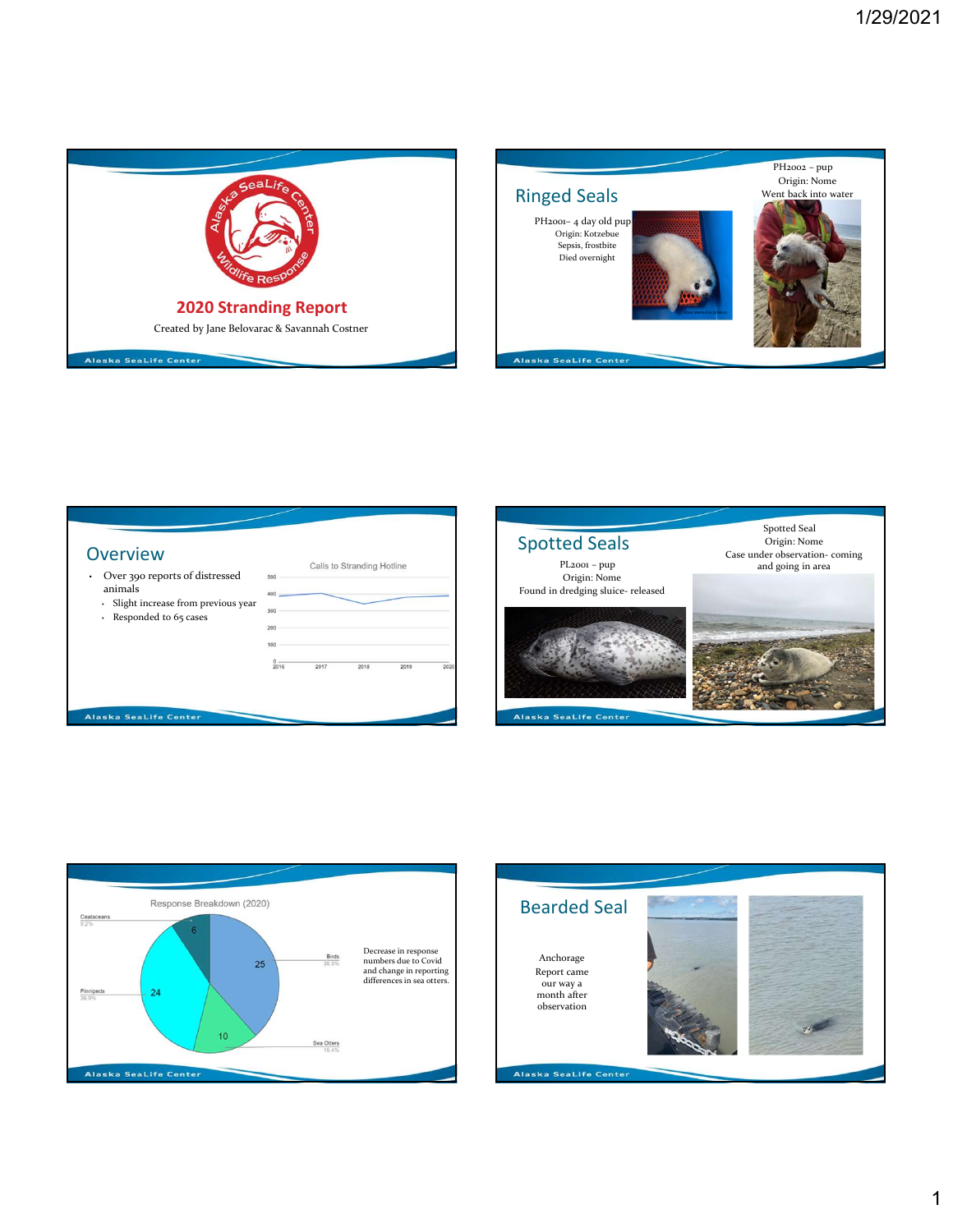# 2020 Stranding Report

Created by Jane Belovarac & Savannah Costner

## Ringed Seals

PH2001– 4 day old pup
Origin: Kotzebue
Sepsis, frostbite
Died overnight

PH2002 – pup
Origin: Nome
Went back into water

## Overview

- Over 390 reports of distressed animals
  - Slight increase from previous year
  - Responded to 65 cases

Calls to Stranding Hotline

## Spotted Seals

PL2001 – pup
Origin: Nome
Found in dredging sluice- released

Spotted Seal
Origin: Nome
Case under observation- coming and going in area

Response Breakdown (2020)

| Category | Count | Percent |
|---|---|---|
| Birds | 25 | 38.5% |
| Pinnipeds | 24 | 36.9% |
| Sea Otters | 10 | 15.4% |
| Ceataceans | 6 | 9.2% |

Decrease in response numbers due to Covid and change in reporting differences in sea otters.

## Bearded Seal

Anchorage
Report came our way a month after observation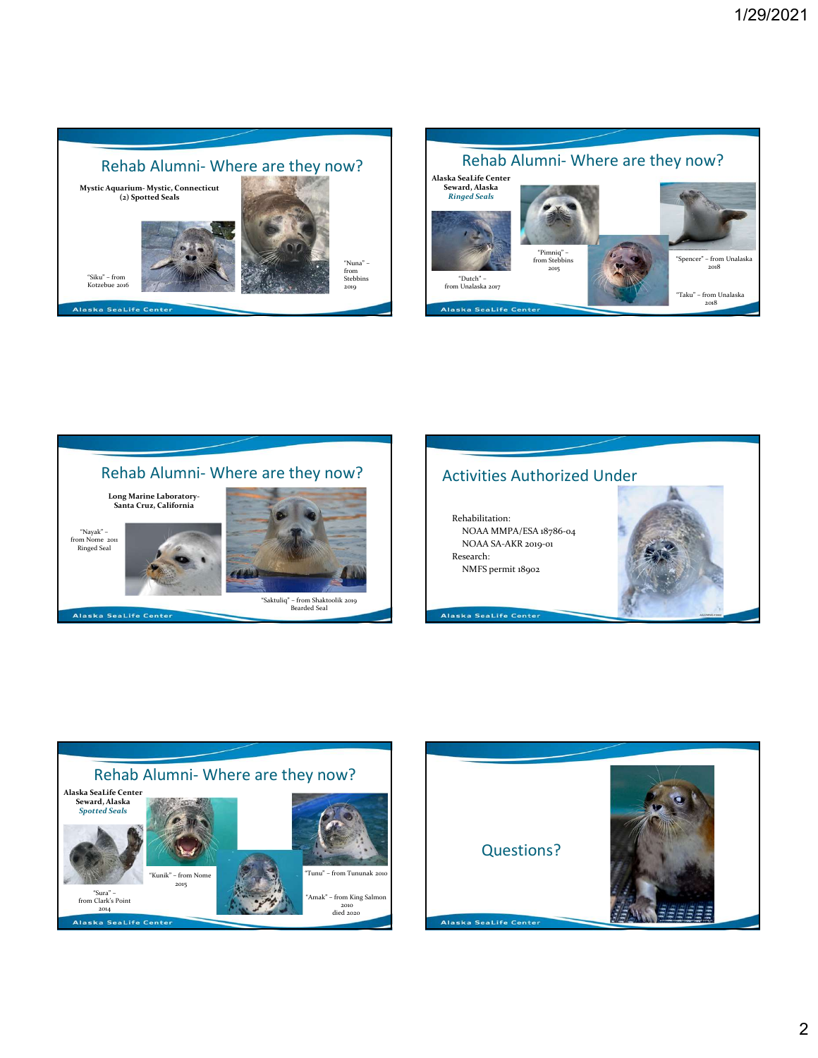## Rehab Alumni- Where are they now?

**Mystic Aquarium- Mystic, Connecticut**
**(2) Spotted Seals**

"Siku" – from Kotzebue 2016

"Nuna" – from Stebbins 2019

## Rehab Alumni- Where are they now?

**Alaska SeaLife Center**
**Seward, Alaska**
***Ringed Seals***

"Dutch" – from Unalaska 2017

"Pimniq" – from Stebbins 2015

"Spencer" – from Unalaska 2018

"Taku" – from Unalaska 2018

## Rehab Alumni- Where are they now?

**Long Marine Laboratory- Santa Cruz, California**

"Nayak" – from Nome 2011 Ringed Seal

"Saktuliq" – from Shaktoolik 2019 Bearded Seal

## Activities Authorized Under

Rehabilitation:
- NOAA MMPA/ESA 18786-04
- NOAA SA-AKR 2019-01

Research:
- NMFS permit 18902

## Rehab Alumni- Where are they now?

**Alaska SeaLife Center**
**Seward, Alaska**
***Spotted Seals***

"Sura" – from Clark's Point 2014

"Kunik" – from Nome 2015

"Tunu" – from Tununak 2010

"Amak" – from King Salmon 2010 died 2020

## Questions?